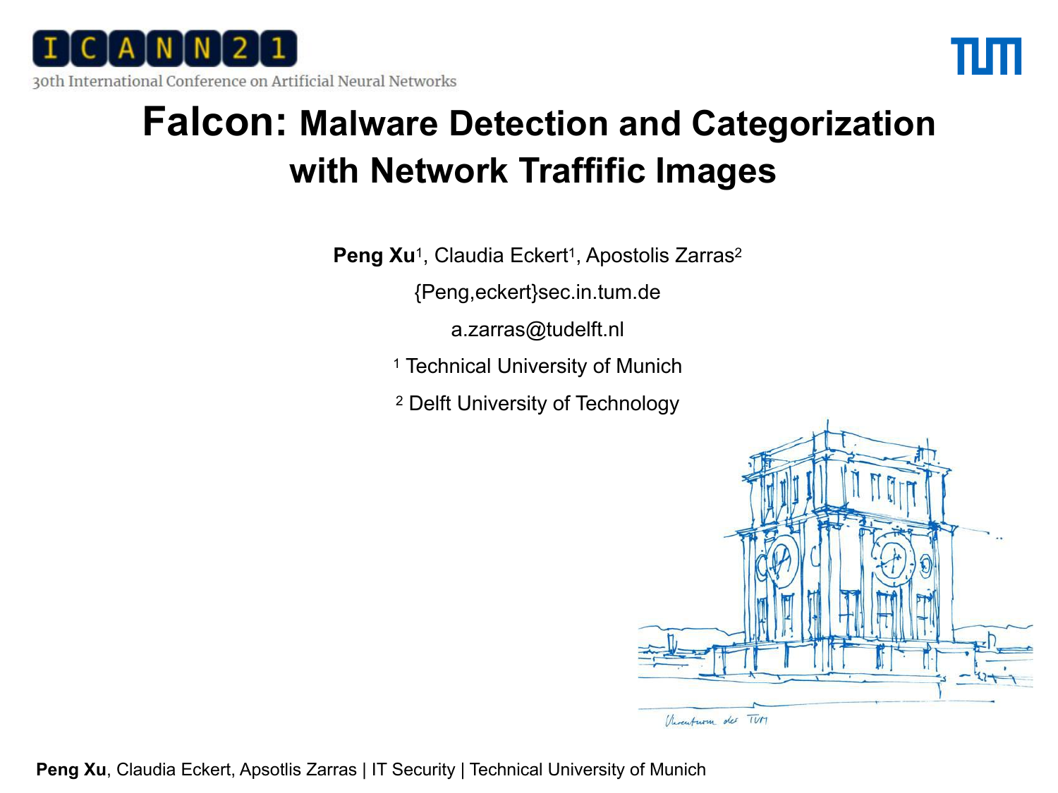30th International Conference on Artificial Neural Networks

# Falcon: Malware Detection and Categorization with Network Traffific Images

**Peng Xu**[1], Claudia Eckert[1], Apostolis Zarras[2]

{Peng,eckert}sec.in.tum.de

a.zarras@tudelft.nl

[1] Technical University of Munich

[2] Delft University of Technology

**Peng Xu**, Claudia Eckert, Apsotlis Zarras | IT Security | Technical University of Munich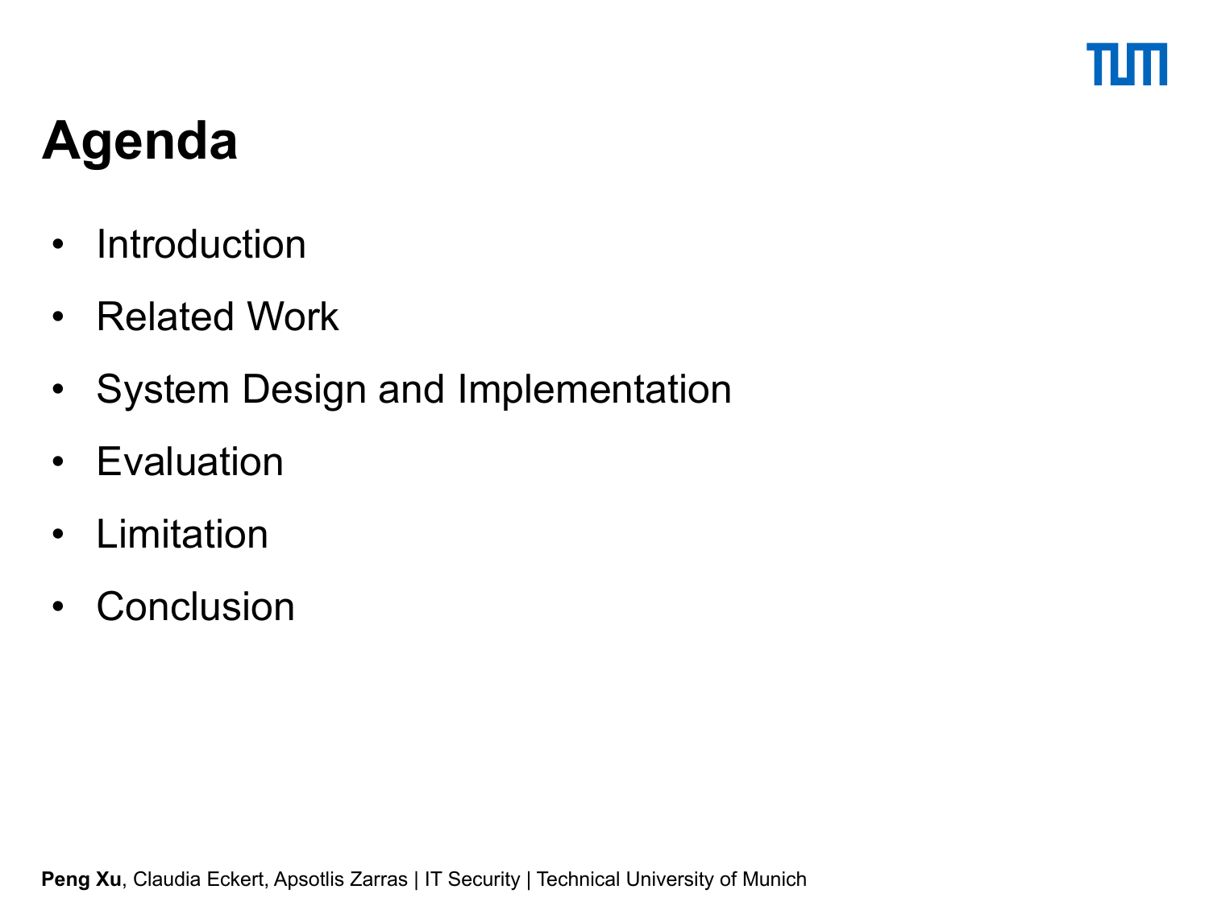# Agenda

- Introduction
- Related Work
- System Design and Implementation
- Evaluation
- Limitation
- Conclusion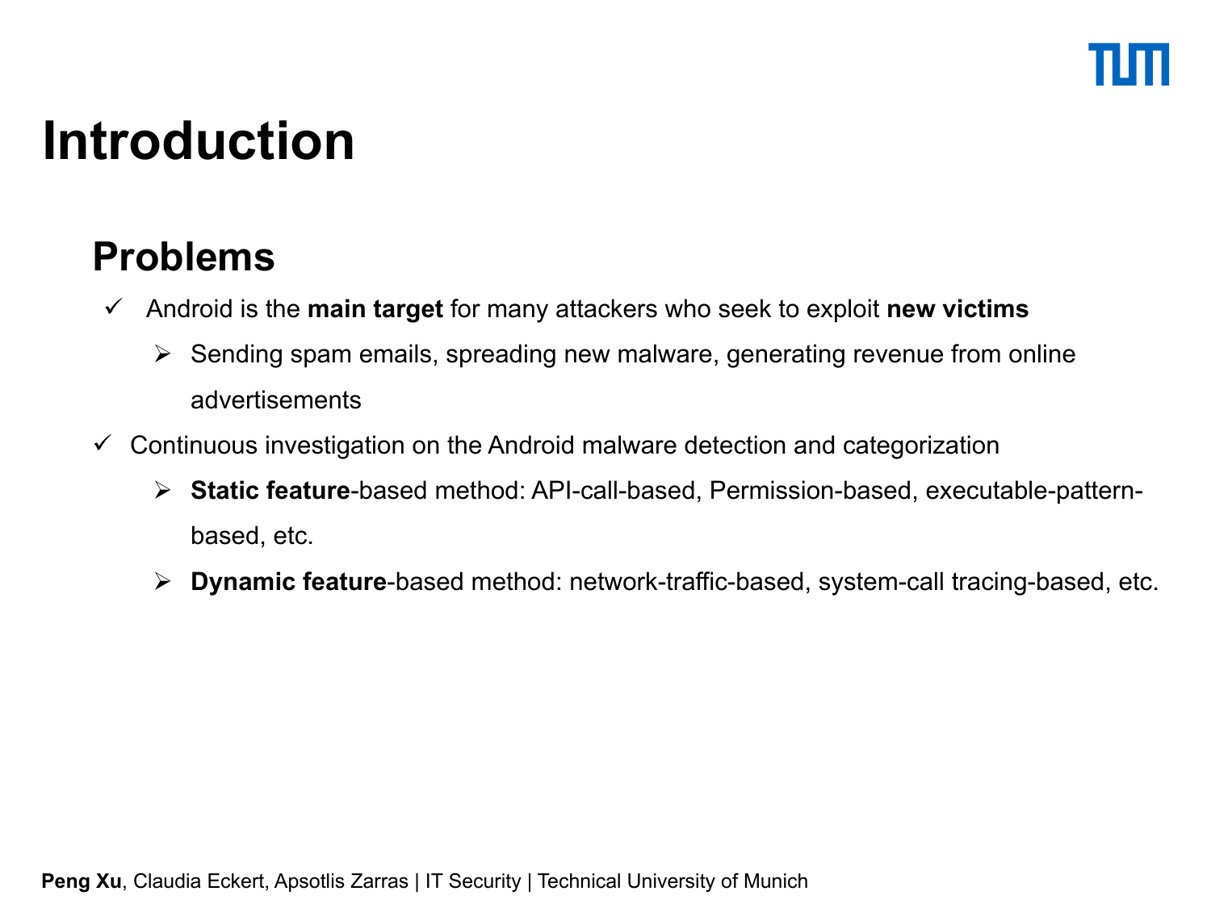# Introduction

## Problems

- ✓ Android is the **main target** for many attackers who seek to exploit **new victims**
  - ➢ Sending spam emails, spreading new malware, generating revenue from online advertisements
- ✓ Continuous investigation on the Android malware detection and categorization
  - ➢ **Static feature**-based method: API-call-based, Permission-based, executable-pattern-based, etc.
  - ➢ **Dynamic feature**-based method: network-traffic-based, system-call tracing-based, etc.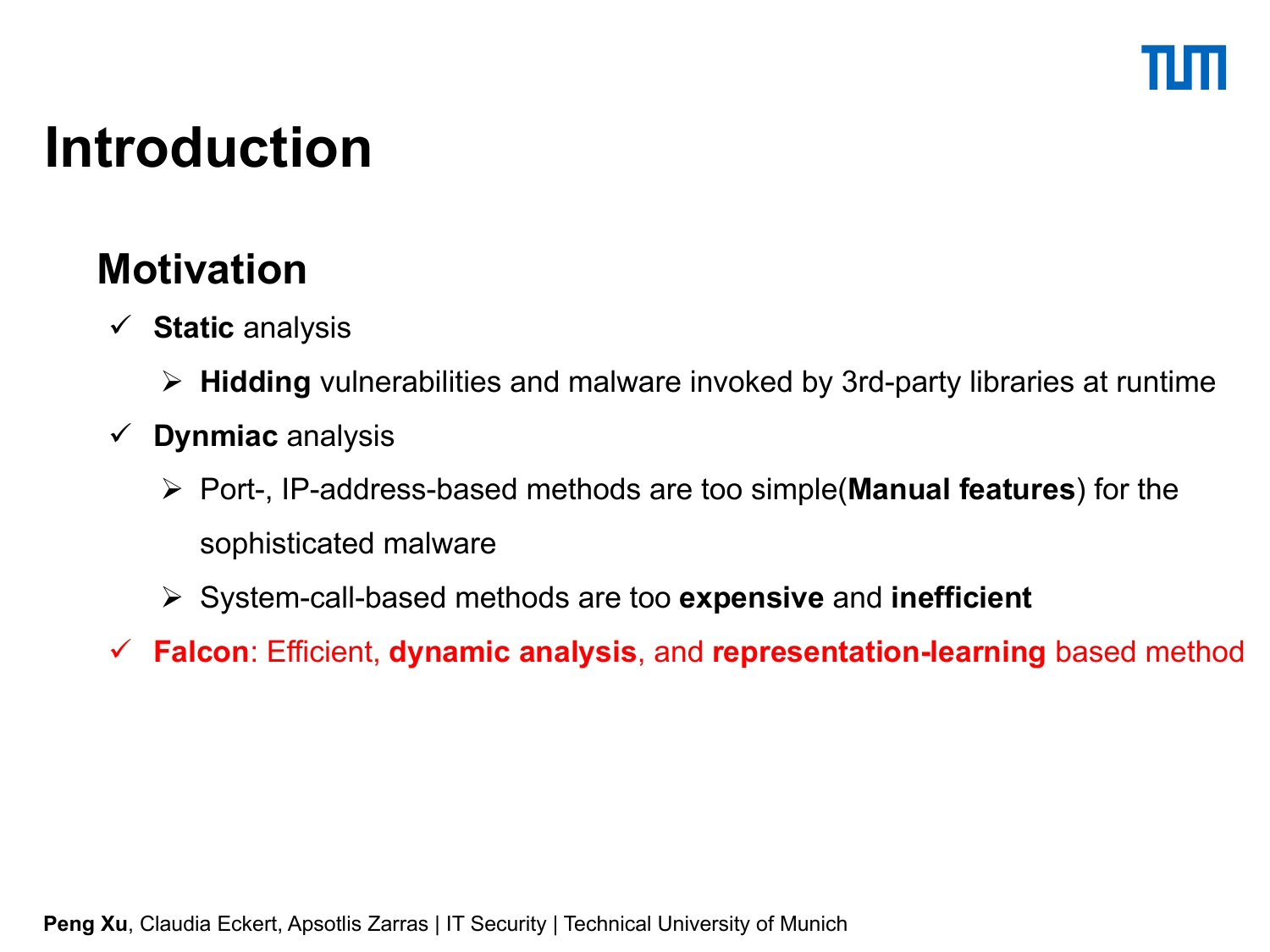# Introduction

## Motivation

- ✓ **Static** analysis
  - ➢ **Hidding** vulnerabilities and malware invoked by 3rd-party libraries at runtime
- ✓ **Dynmiac** analysis
  - ➢ Port-, IP-address-based methods are too simple(**Manual features**) for the sophisticated malware
  - ➢ System-call-based methods are too **expensive** and **inefficient**
- ✓ **Falcon**: Efficient, **dynamic analysis**, and **representation-learning** based method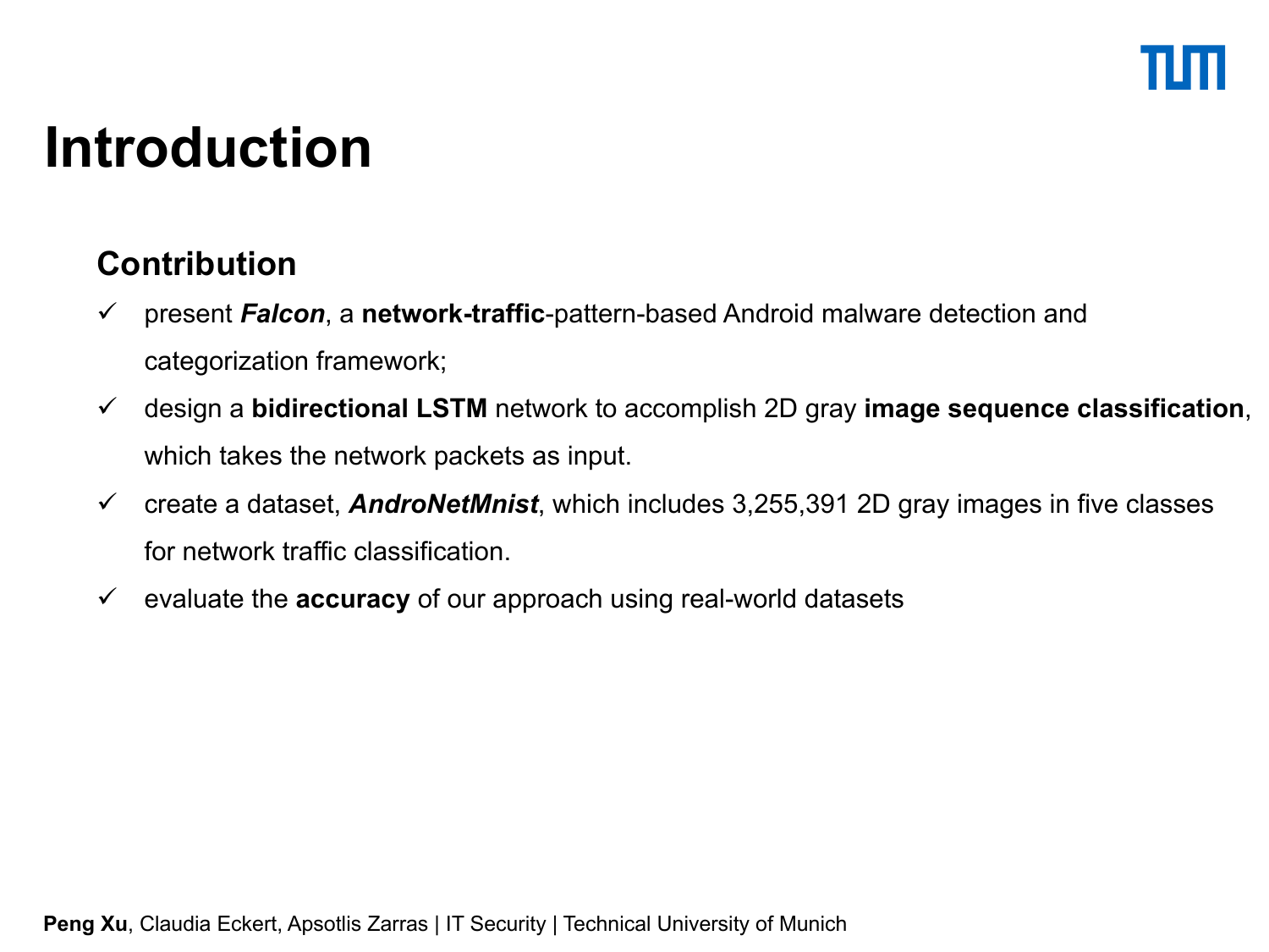# Introduction

## Contribution

- ✓ present ***Falcon***, a **network-traffic**-pattern-based Android malware detection and categorization framework;
- ✓ design a **bidirectional LSTM** network to accomplish 2D gray **image sequence classification**, which takes the network packets as input.
- ✓ create a dataset, ***AndroNetMnist***, which includes 3,255,391 2D gray images in five classes for network traffic classification.
- ✓ evaluate the **accuracy** of our approach using real-world datasets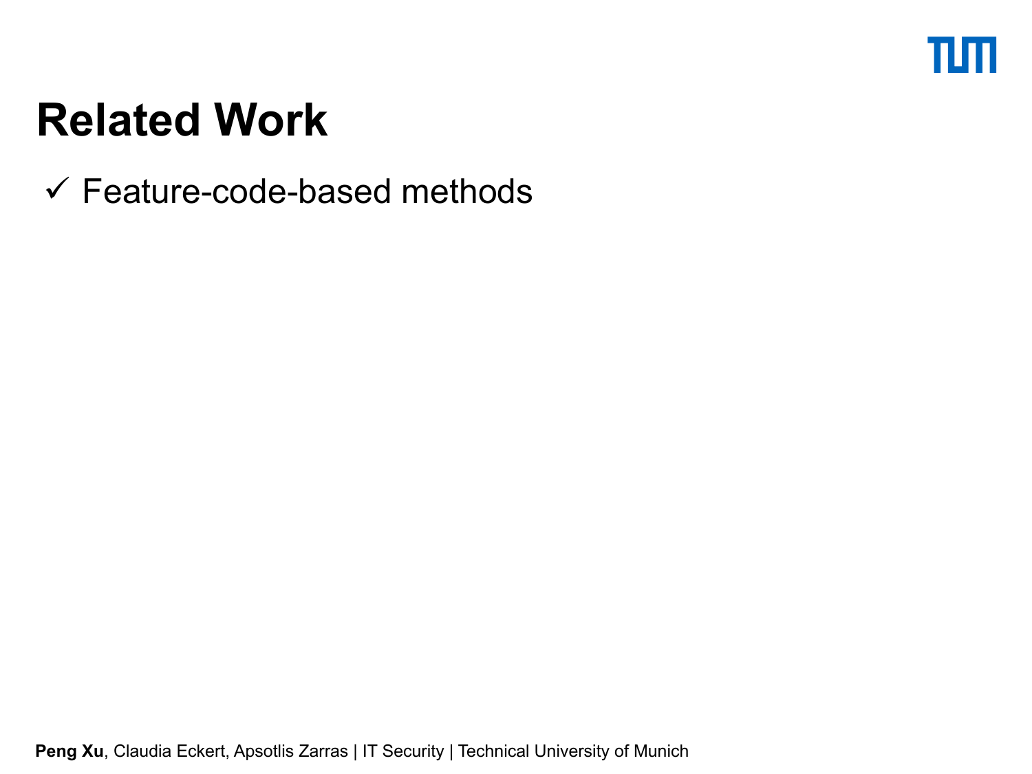# Related Work

✓ Feature-code-based methods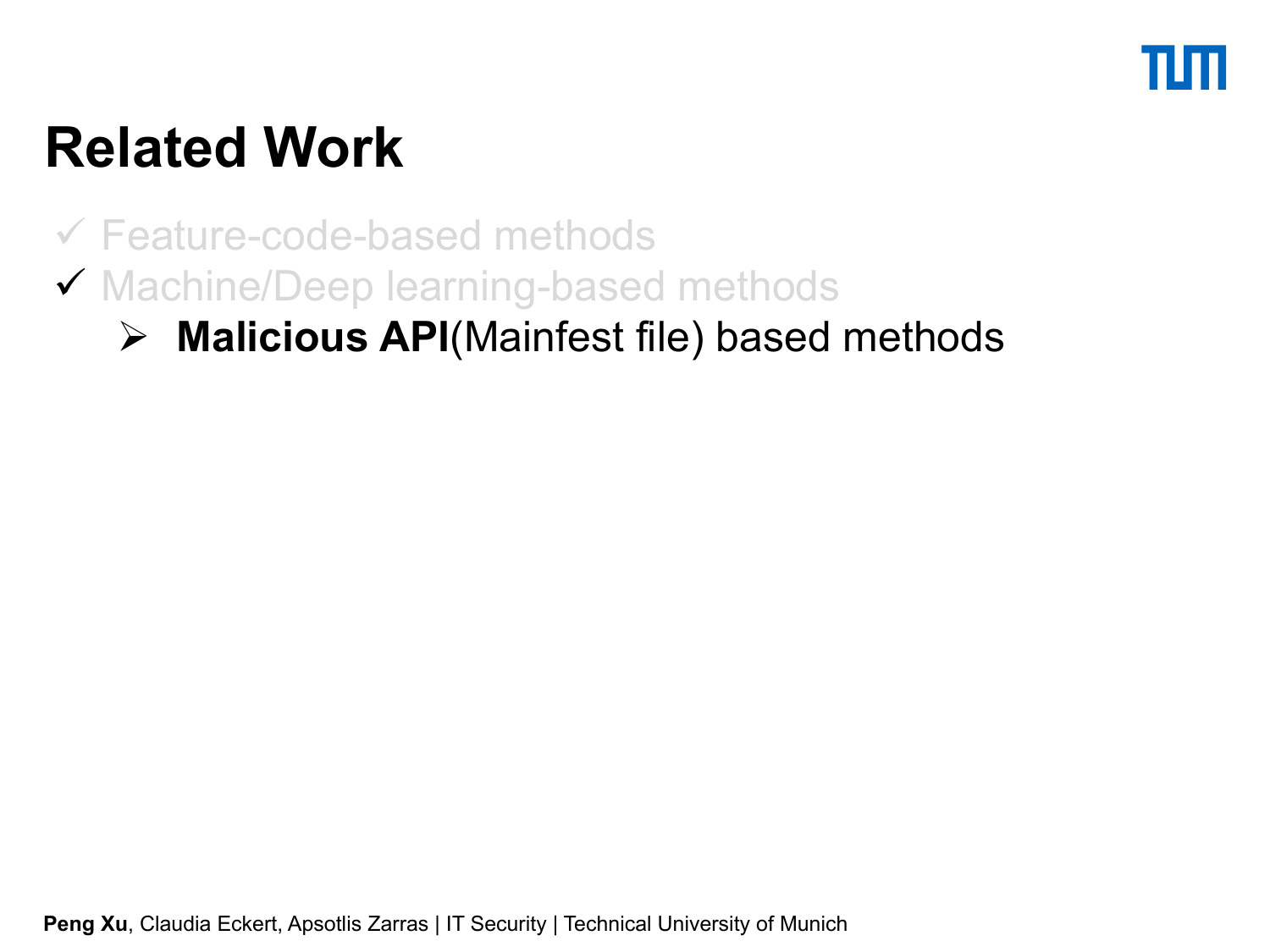# Related Work

- ✓ Feature-code-based methods
- ✓ Machine/Deep learning-based methods
  - ➢ **Malicious API**(Mainfest file) based methods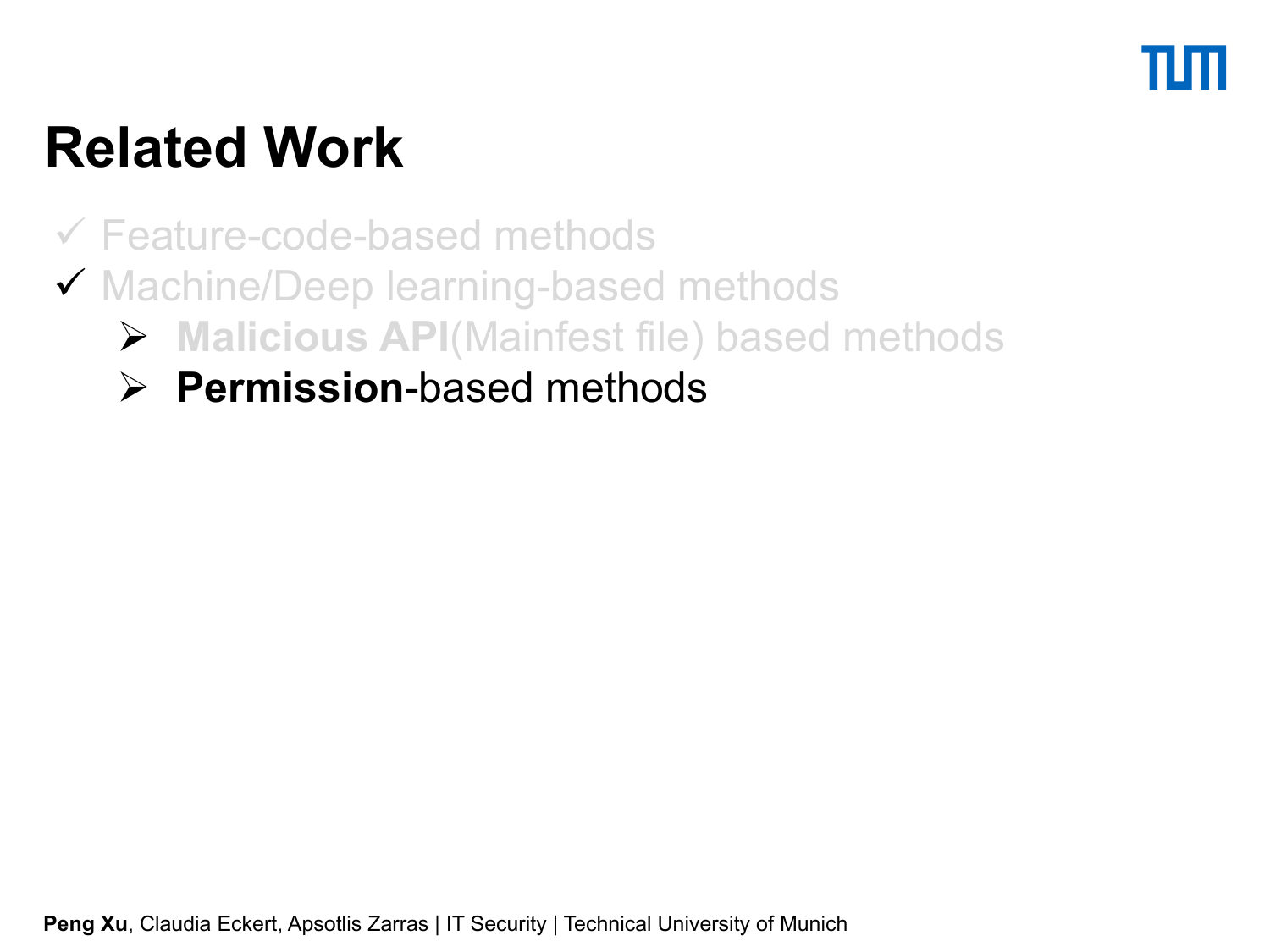# Related Work

- ✓ Feature-code-based methods
- ✓ Machine/Deep learning-based methods
  - ➢ **Malicious API**(Mainfest file) based methods
  - ➢ **Permission**-based methods

**Peng Xu**, Claudia Eckert, Apsotlis Zarras | IT Security | Technical University of Munich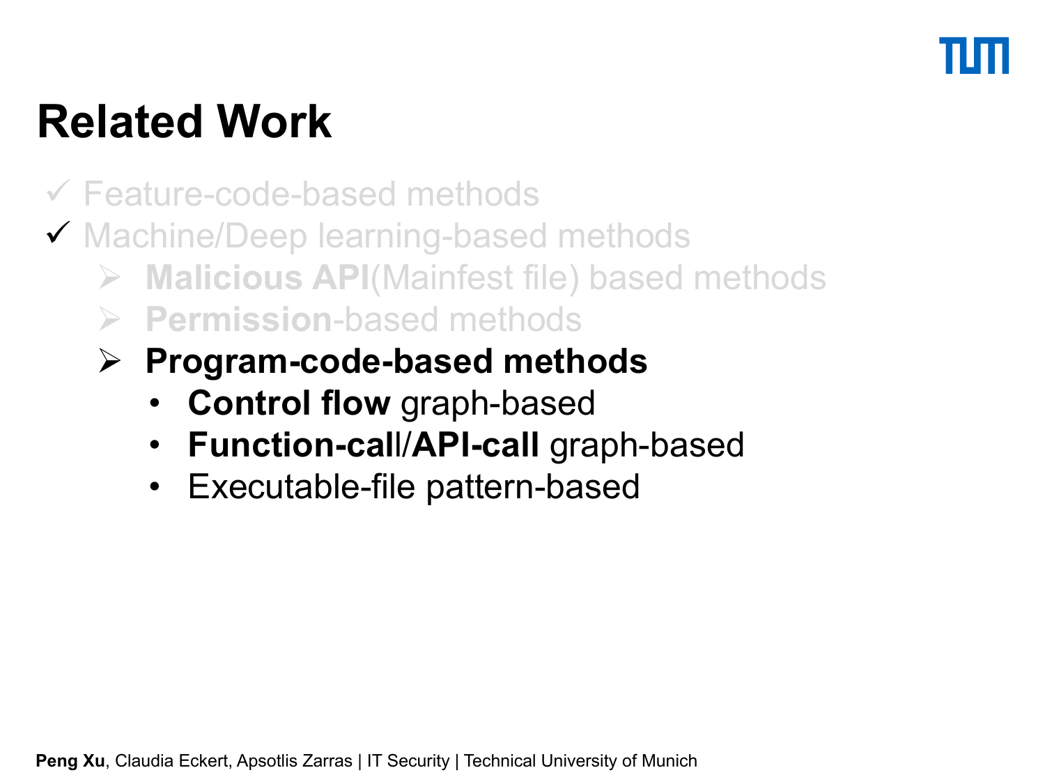# Related Work

- ✓ Feature-code-based methods
- ✓ Machine/Deep learning-based methods
  - ➢ **Malicious API**(Mainfest file) based methods
  - ➢ **Permission**-based methods
  - ➢ **Program-code-based methods**
    - **Control flow** graph-based
    - **Function-call**/**API-call** graph-based
    - Executable-file pattern-based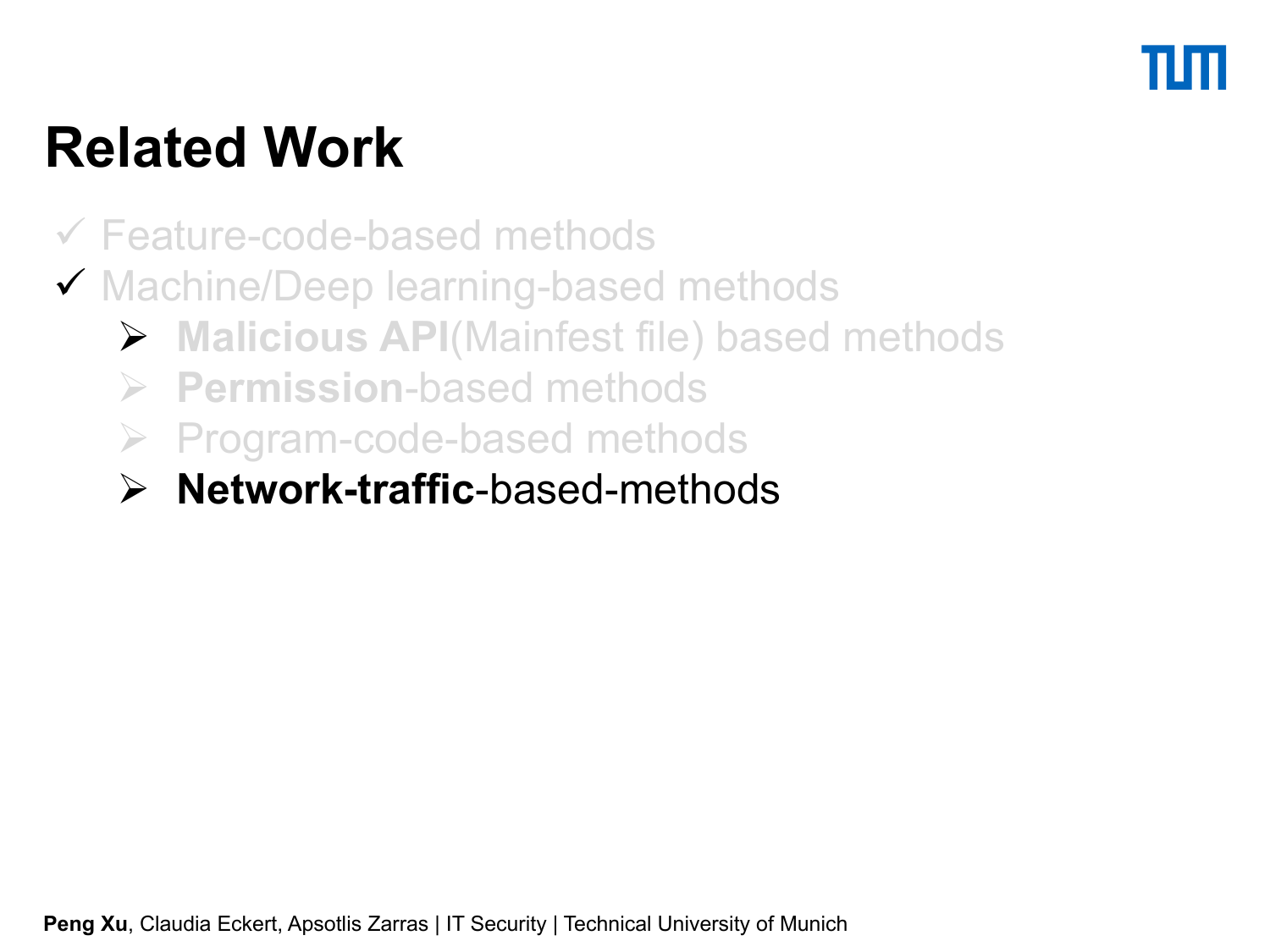# Related Work

- ✓ Feature-code-based methods
- ✓ Machine/Deep learning-based methods
  - ➢ **Malicious API**(Mainfest file) based methods
  - ➢ **Permission**-based methods
  - ➢ Program-code-based methods
  - ➢ **Network-traffic**-based-methods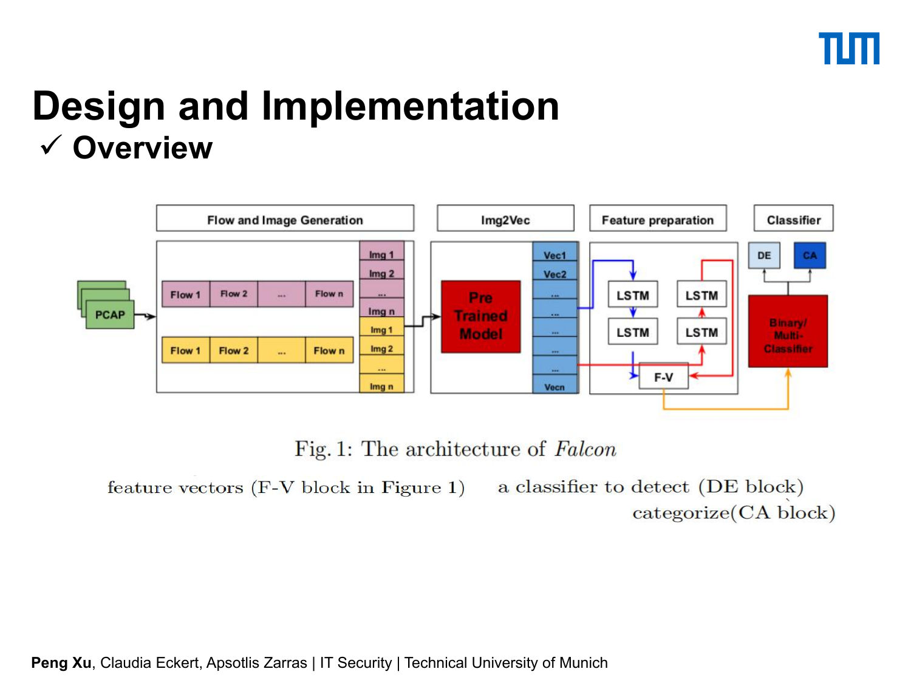# Design and Implementation

## ✓ Overview

Fig. 1: The architecture of *Falcon*

feature vectors (F-V block in Figure 1)

a classifier to detect (DE block)

categorize(CA block)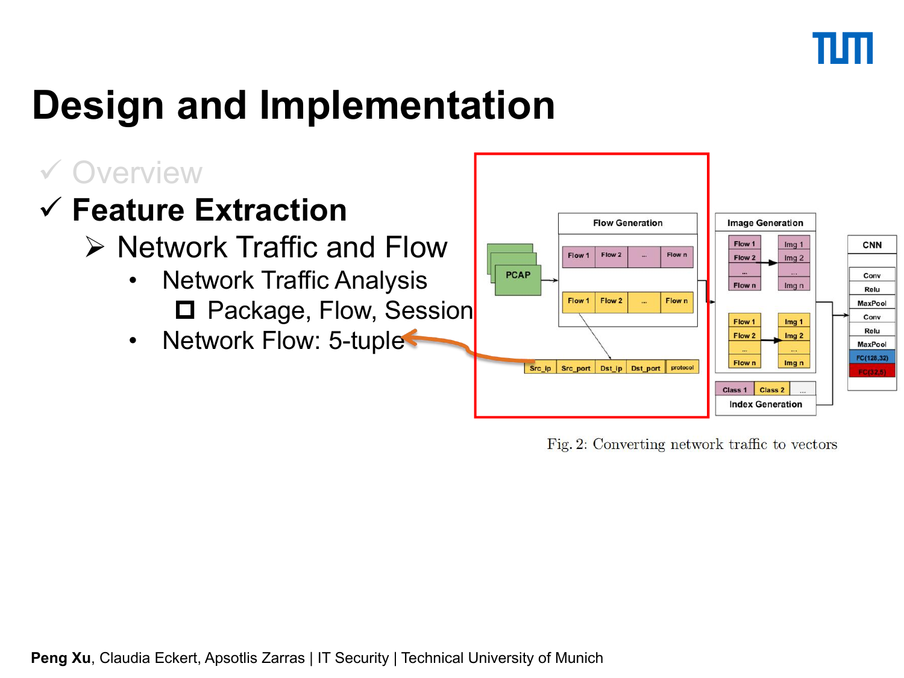# Design and Implementation

- ✓ Overview
- ✓ **Feature Extraction**
  - ➢ Network Traffic and Flow
    - Network Traffic Analysis
      - ☐ Package, Flow, Session
    - Network Flow: 5-tuple

Fig. 2: Converting network traffic to vectors

**Peng Xu**, Claudia Eckert, Apsotlis Zarras | IT Security | Technical University of Munich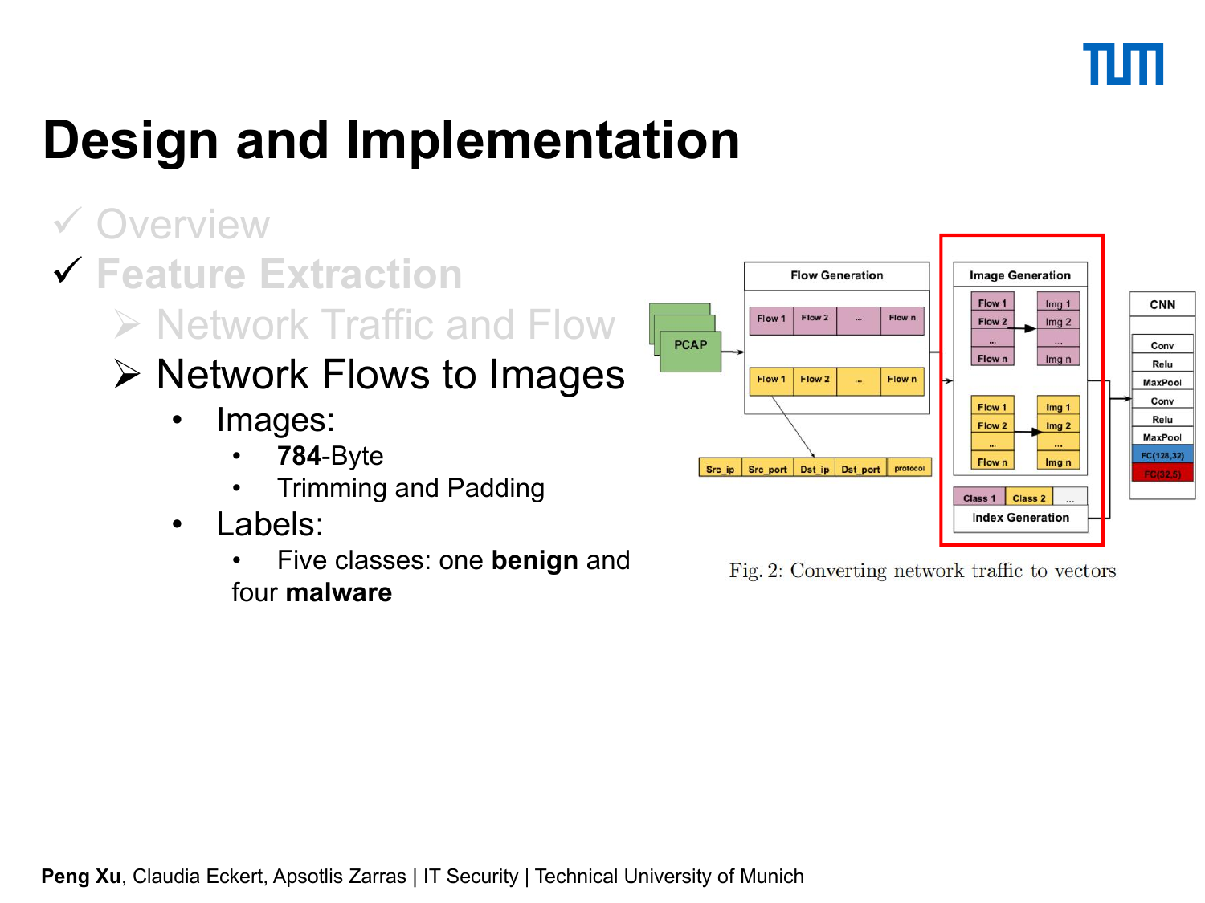# Design and Implementation

- ✓ Overview
- ✓ Feature Extraction
  - ➢ Network Traffic and Flow
  - ➢ Network Flows to Images
    - Images:
      - **784**-Byte
      - Trimming and Padding
    - Labels:
      - Five classes: one **benign** and four **malware**

Fig. 2: Converting network traffic to vectors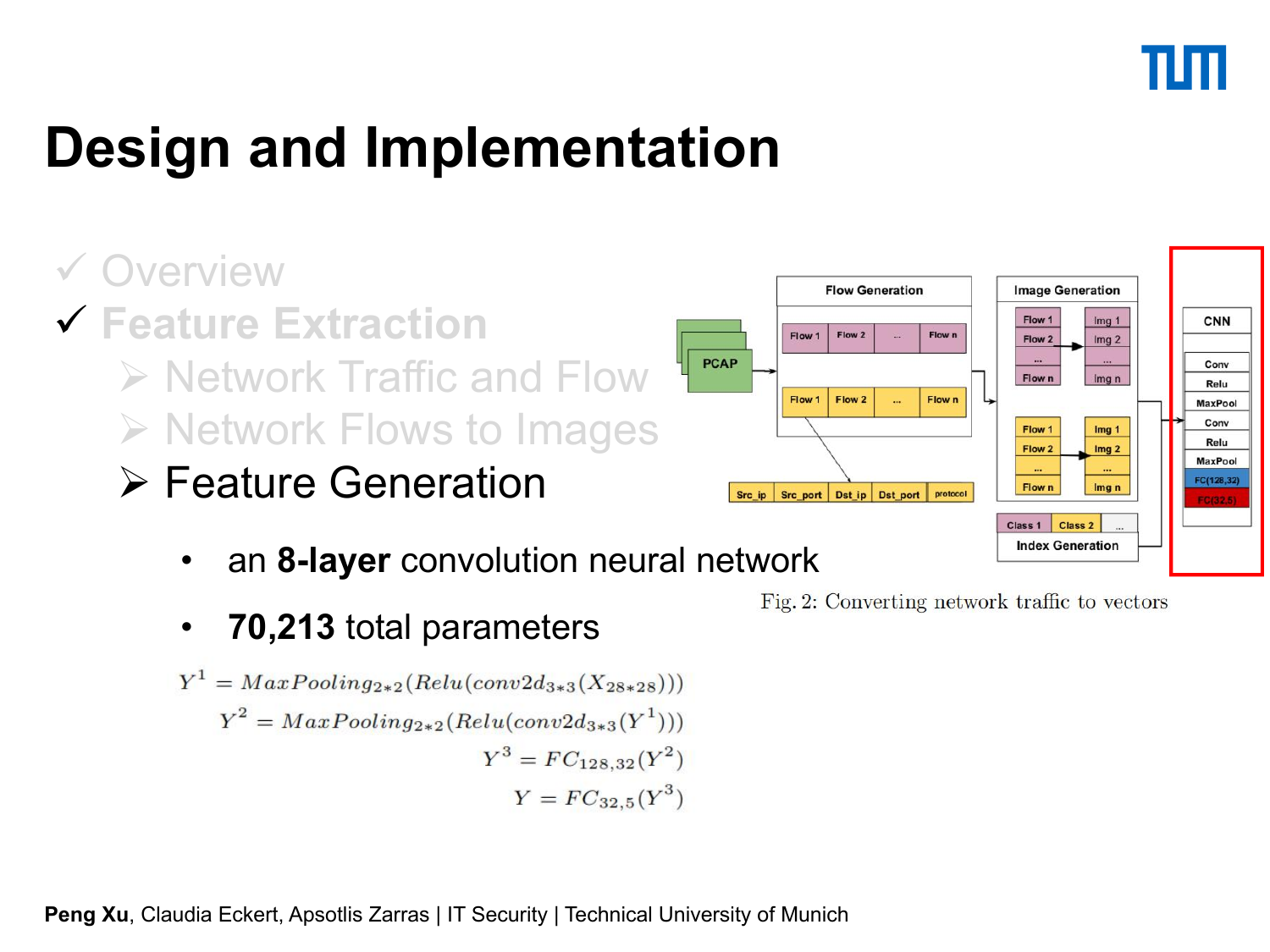# Design and Implementation

- ✓ Overview
- ✓ Feature Extraction
  - ➢ Network Traffic and Flow
  - ➢ Network Flows to Images
  - ➢ Feature Generation
    - an **8-layer** convolution neural network
    - **70,213** total parameters

$$Y^1 = MaxPooling_{2*2}(Relu(conv2d_{3*3}(X_{28*28})))$$

$$Y^2 = MaxPooling_{2*2}(Relu(conv2d_{3*3}(Y^1)))$$

$$Y^3 = FC_{128,32}(Y^2)$$

$$Y = FC_{32,5}(Y^3)$$

Fig. 2: Converting network traffic to vectors

Peng Xu, Claudia Eckert, Apsotlis Zarras | IT Security | Technical University of Munich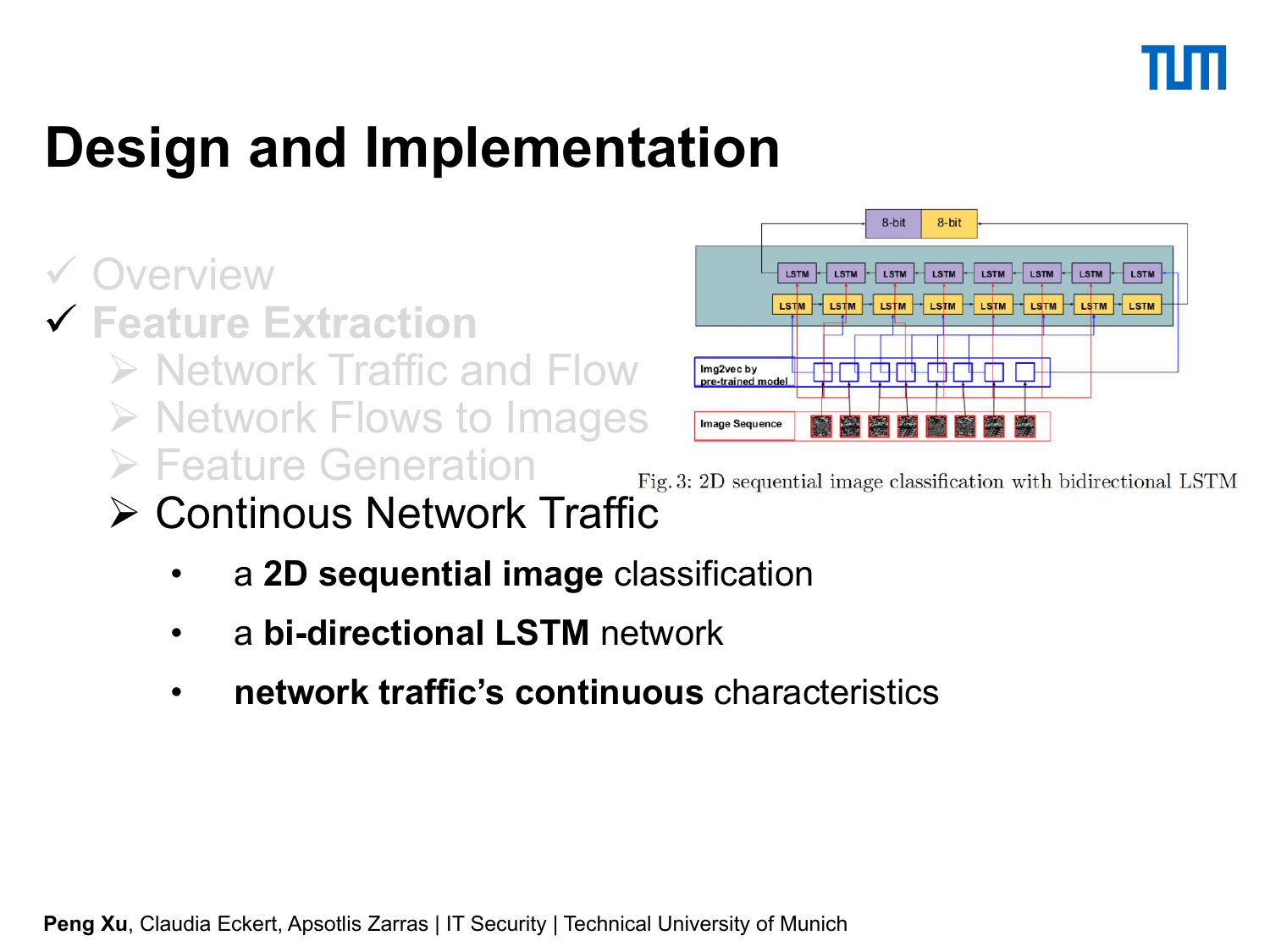# Design and Implementation

- ✓ Overview
- ✓ Feature Extraction
  - ➢ Network Traffic and Flow
  - ➢ Network Flows to Images
  - ➢ Feature Generation
  - ➢ Continous Network Traffic
    - a **2D sequential image** classification
    - a **bi-directional LSTM** network
    - **network traffic's continuous** characteristics

Fig. 3: 2D sequential image classification with bidirectional LSTM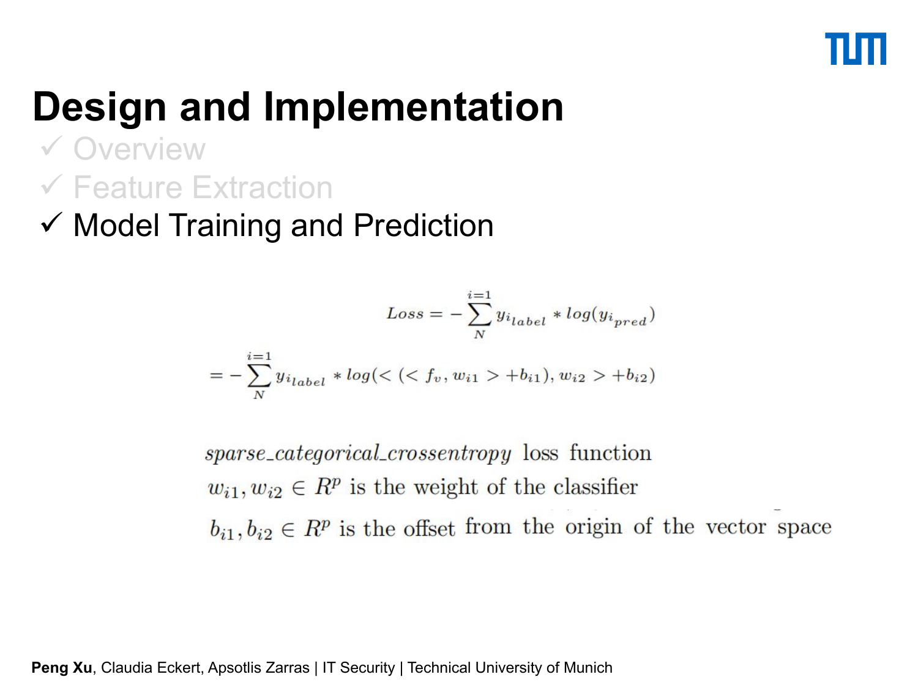# Design and Implementation

✓ Overview

✓ Feature Extraction

✓ Model Training and Prediction

$$Loss = -\sum_{N}^{i=1} y_{i_{label}} * log(y_{i_{pred}})$$

$$= -\sum_{N}^{i=1} y_{i_{label}} * log(<(<f_v, w_{i1}> + b_{i1}), w_{i2}> + b_{i2})$$

*sparse_categorical_crossentropy* loss function

$w_{i1}, w_{i2} \in R^p$ is the weight of the classifier

$b_{i1}, b_{i2} \in R^p$ is the offset from the origin of the vector space

**Peng Xu**, Claudia Eckert, Apsotlis Zarras | IT Security | Technical University of Munich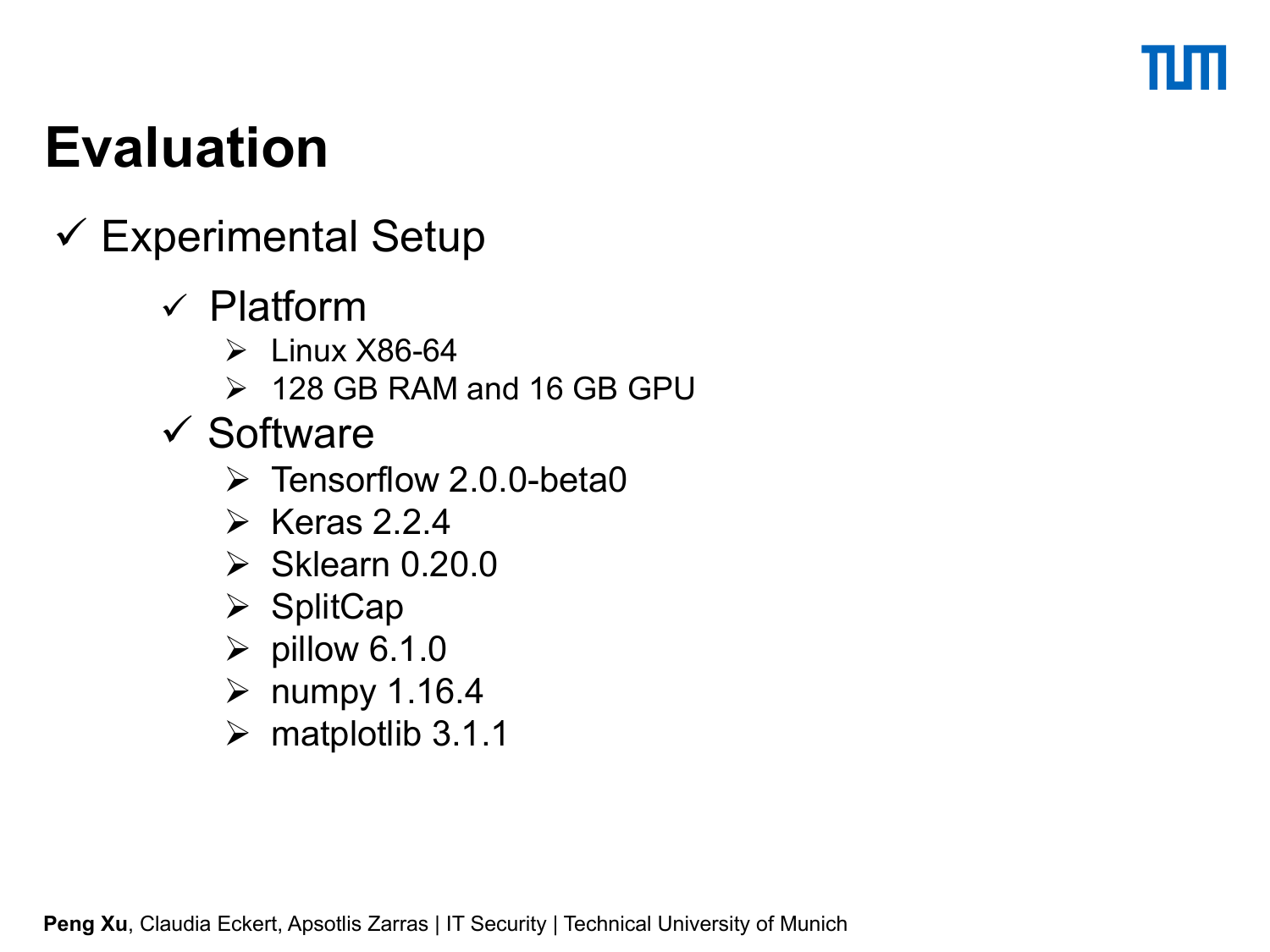# Evaluation

- ✓ Experimental Setup
  - ✓ Platform
    - Linux X86-64
    - 128 GB RAM and 16 GB GPU
  - ✓ Software
    - Tensorflow 2.0.0-beta0
    - Keras 2.2.4
    - Sklearn 0.20.0
    - SplitCap
    - pillow 6.1.0
    - numpy 1.16.4
    - matplotlib 3.1.1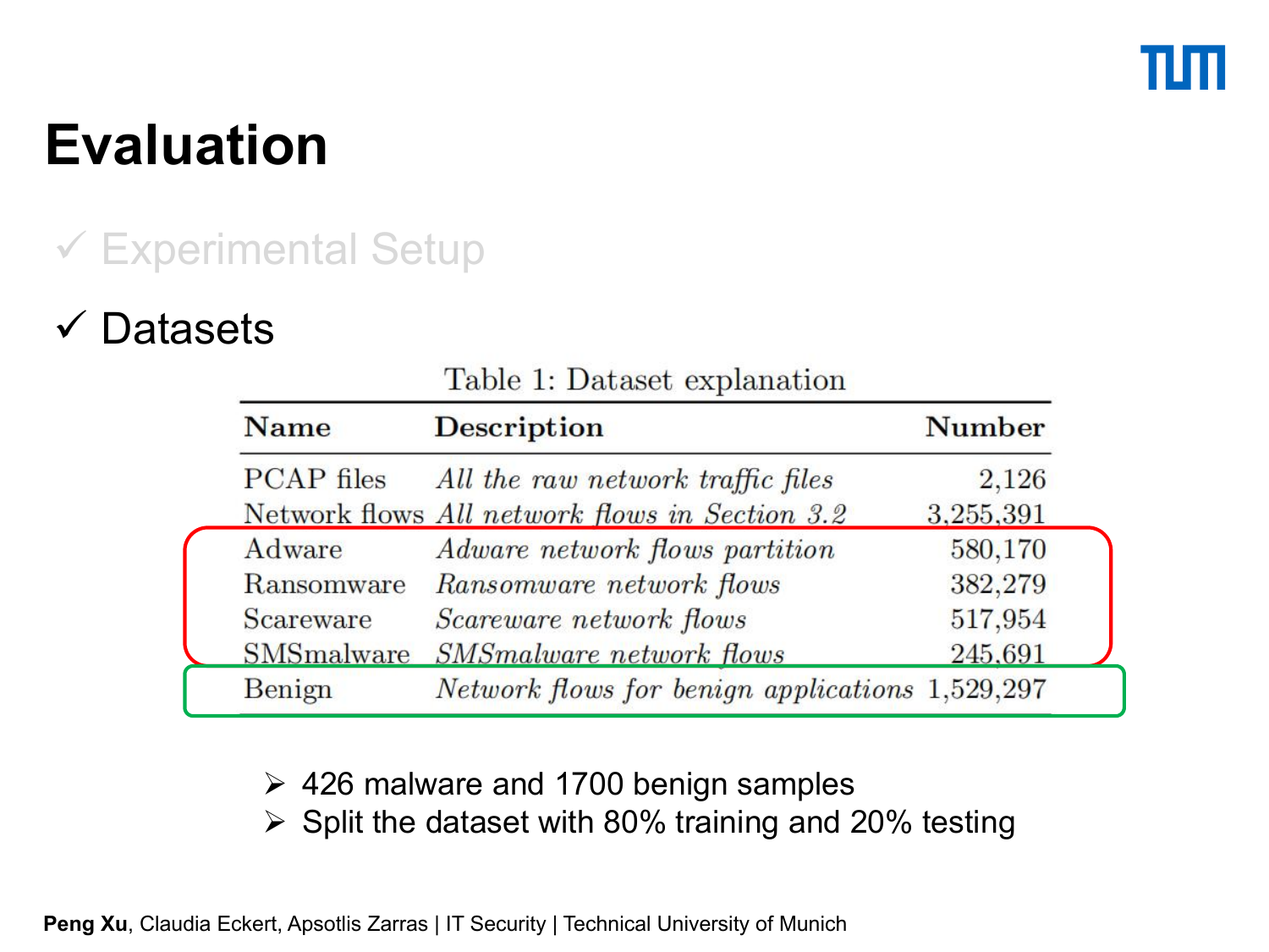# Evaluation

✓ Experimental Setup

✓ Datasets

Table 1: Dataset explanation

| Name | Description | Number |
|---|---|---|
| PCAP files | *All the raw network traffic files* | 2,126 |
| Network flows | *All network flows in Section 3.2* | 3,255,391 |
| Adware | *Adware network flows partition* | 580,170 |
| Ransomware | *Ransomware network flows* | 382,279 |
| Scareware | *Scareware network flows* | 517,954 |
| SMSmalware | *SMSmalware network flows* | 245,691 |
| Benign | *Network flows for benign applications* | 1,529,297 |

- 426 malware and 1700 benign samples
- Split the dataset with 80% training and 20% testing

**Peng Xu**, Claudia Eckert, Apostlis Zarras | IT Security | Technical University of Munich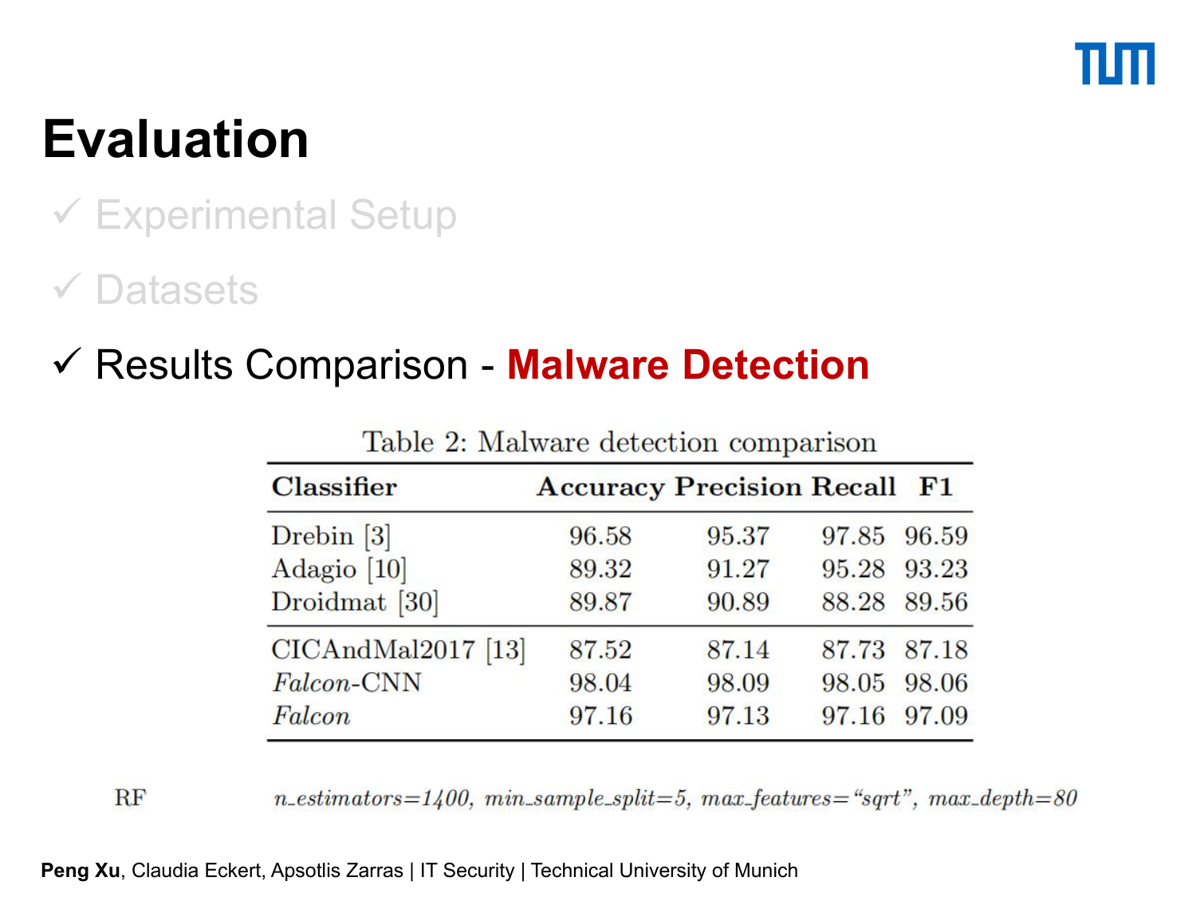# Evaluation

- ✓ Experimental Setup
- ✓ Datasets
- ✓ Results Comparison - **Malware Detection**

Table 2: Malware detection comparison

| Classifier | Accuracy | Precision | Recall | F1 |
|---|---|---|---|---|
| Drebin [3] | 96.58 | 95.37 | 97.85 | 96.59 |
| Adagio [10] | 89.32 | 91.27 | 95.28 | 93.23 |
| Droidmat [30] | 89.87 | 90.89 | 88.28 | 89.56 |
| CICAndMal2017 [13] | 87.52 | 87.14 | 87.73 | 87.18 |
| *Falcon*-CNN | 98.04 | 98.09 | 98.05 | 98.06 |
| *Falcon* | 97.16 | 97.13 | 97.16 | 97.09 |

RF *n_estimators=1400, min_sample_split=5, max_features="sqrt", max_depth=80*

**Peng Xu**, Claudia Eckert, Apsotlis Zarras | IT Security | Technical University of Munich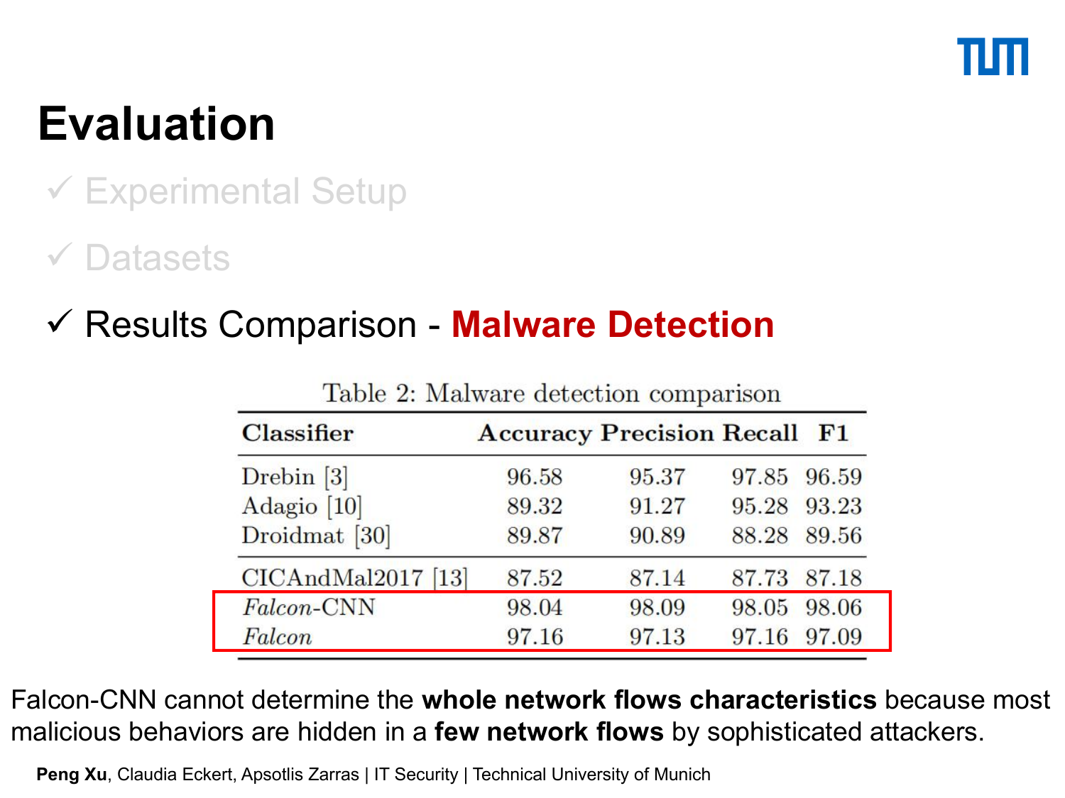# Evaluation

✓ Experimental Setup

✓ Datasets

✓ Results Comparison - **Malware Detection**

Table 2: Malware detection comparison

| Classifier | Accuracy | Precision | Recall | F1 |
|---|---|---|---|---|
| Drebin [3] | 96.58 | 95.37 | 97.85 | 96.59 |
| Adagio [10] | 89.32 | 91.27 | 95.28 | 93.23 |
| Droidmat [30] | 89.87 | 90.89 | 88.28 | 89.56 |
| CICAndMal2017 [13] | 87.52 | 87.14 | 87.73 | 87.18 |
| *Falcon*-CNN | 98.04 | 98.09 | 98.05 | 98.06 |
| *Falcon* | 97.16 | 97.13 | 97.16 | 97.09 |

Falcon-CNN cannot determine the **whole network flows characteristics** because most malicious behaviors are hidden in a **few network flows** by sophisticated attackers.

**Peng Xu**, Claudia Eckert, Apsotlis Zarras | IT Security | Technical University of Munich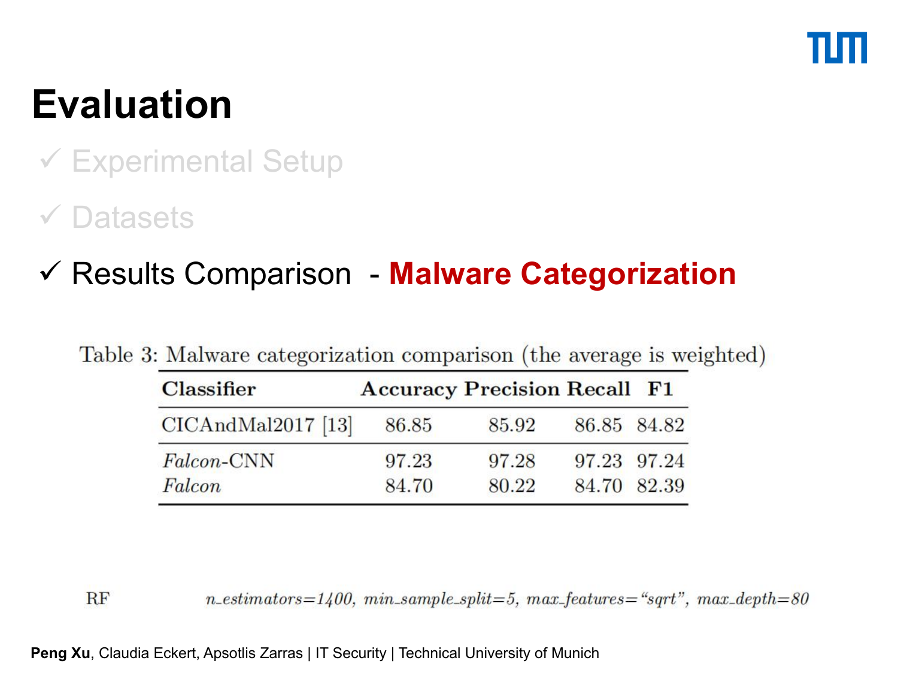# Evaluation

✓ Experimental Setup

✓ Datasets

✓ Results Comparison - **Malware Categorization**

Table 3: Malware categorization comparison (the average is weighted)

| Classifier | Accuracy | Precision | Recall | F1 |
|---|---|---|---|---|
| CICAndMal2017 [13] | 86.85 | 85.92 | 86.85 | 84.82 |
| *Falcon*-CNN | 97.23 | 97.28 | 97.23 | 97.24 |
| *Falcon* | 84.70 | 80.22 | 84.70 | 82.39 |

RF *n_estimators=1400, min_sample_split=5, max_features="sqrt", max_depth=80*

**Peng Xu**, Claudia Eckert, Apsotlis Zarras | IT Security | Technical University of Munich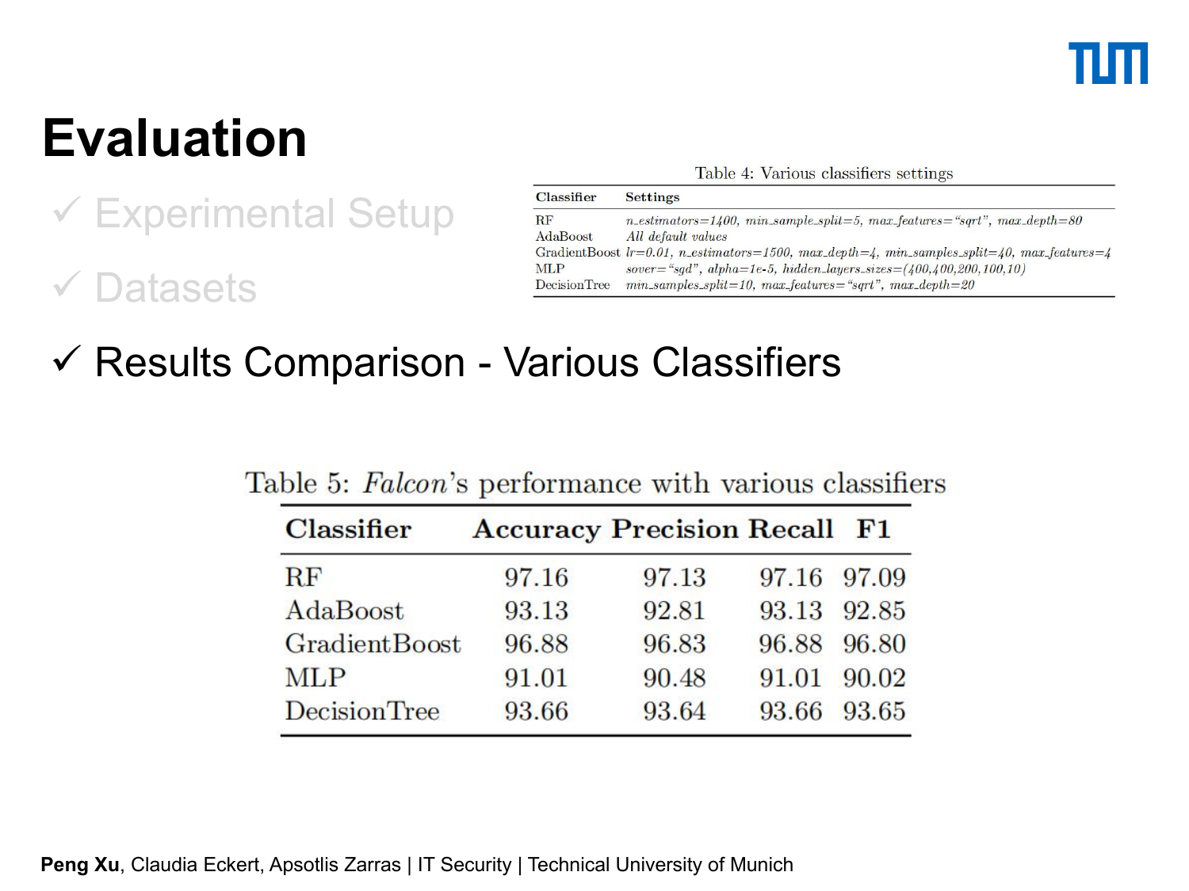# Evaluation

✓ Experimental Setup

✓ Datasets

✓ Results Comparison - Various Classifiers

Table 4: Various classifiers settings

| Classifier | Settings |
|---|---|
| RF | *n_estimators=1400, min_sample_split=5, max_features="sqrt", max_depth=80* |
| AdaBoost | *All default values* |
| GradientBoost | *lr=0.01, n_estimators=1500, max_depth=4, min_samples_split=40, max_features=4* |
| MLP | *sover="sgd", alpha=1e-5, hidden_layers_sizes=(400,400,200,100,10)* |
| DecisionTree | *min_samples_split=10, max_features="sqrt", max_depth=20* |

Table 5: *Falcon*'s performance with various classifiers

| Classifier | Accuracy | Precision | Recall | F1 |
|---|---|---|---|---|
| RF | 97.16 | 97.13 | 97.16 | 97.09 |
| AdaBoost | 93.13 | 92.81 | 93.13 | 92.85 |
| GradientBoost | 96.88 | 96.83 | 96.88 | 96.80 |
| MLP | 91.01 | 90.48 | 91.01 | 90.02 |
| DecisionTree | 93.66 | 93.64 | 93.66 | 93.65 |

**Peng Xu**, Claudia Eckert, Apostlis Zarras | IT Security | Technical University of Munich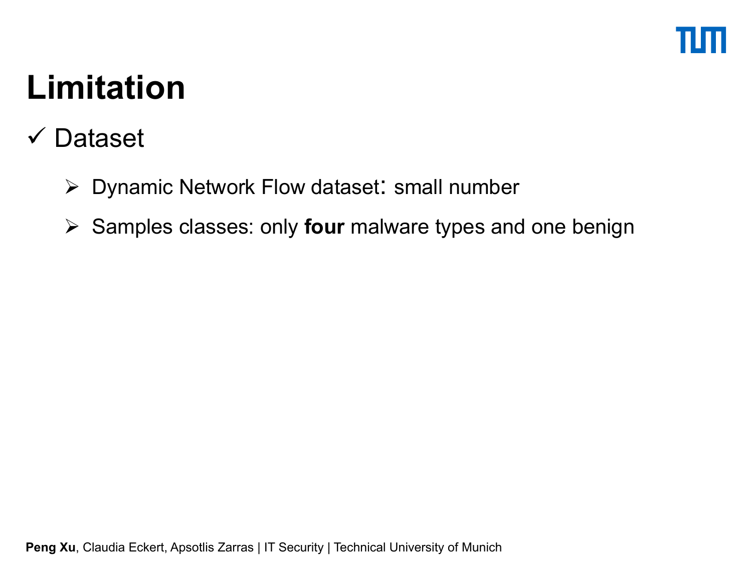# Limitation

✓ Dataset

- Dynamic Network Flow dataset: small number
- Samples classes: only **four** malware types and one benign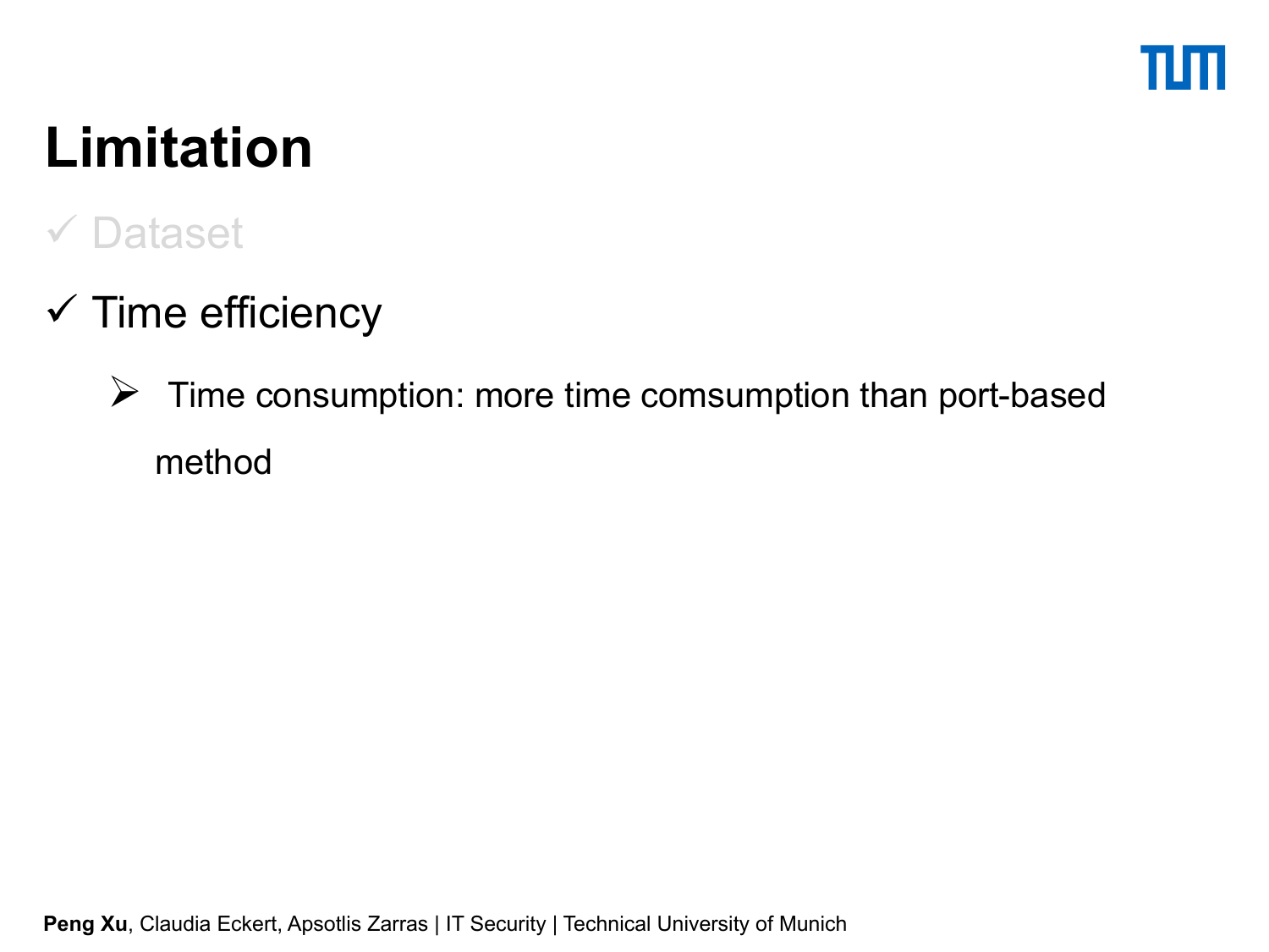# Limitation

- ✓ Dataset
- ✓ Time efficiency
  - ➢ Time consumption: more time comsumption than port-based method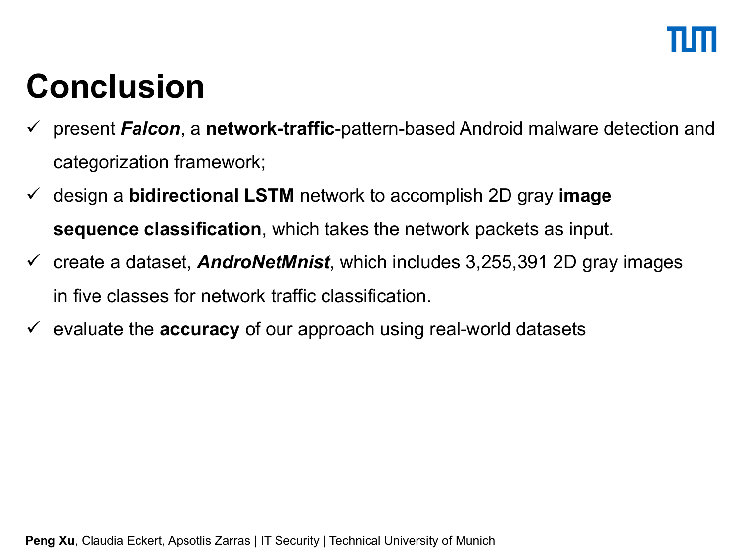# Conclusion

- ✓ present ***Falcon***, a **network-traffic**-pattern-based Android malware detection and categorization framework;
- ✓ design a **bidirectional LSTM** network to accomplish 2D gray **image sequence classification**, which takes the network packets as input.
- ✓ create a dataset, ***AndroNetMnist***, which includes 3,255,391 2D gray images in five classes for network traffic classification.
- ✓ evaluate the **accuracy** of our approach using real-world datasets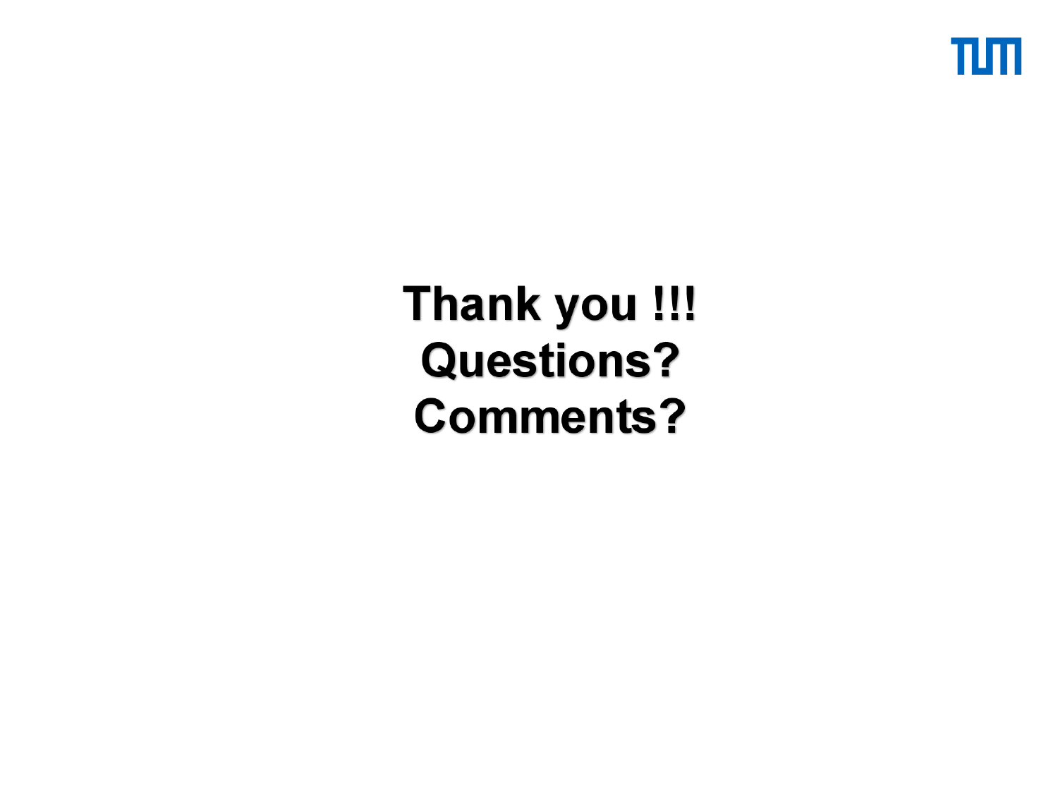**Thank you !!!**
**Questions?**
**Comments?**